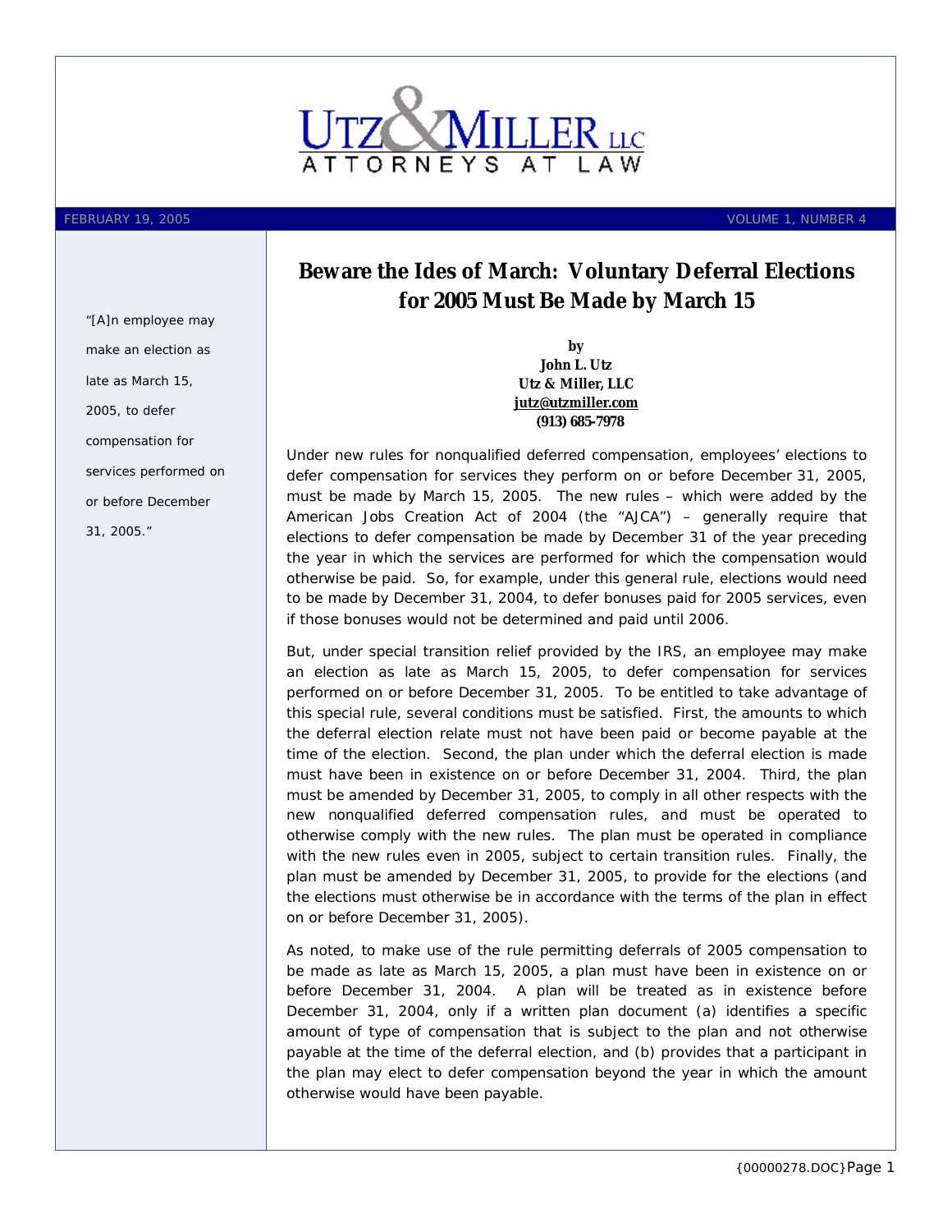UTZ & MILLER LLC
ATTORNEYS AT LAW

FEBRUARY 19, 2005 VOLUME 1, NUMBER 4

# Beware the Ides of March: Voluntary Deferral Elections for 2005 Must Be Made by March 15

**by**
**John L. Utz**
**Utz & Miller, LLC**
**jutz@utzmiller.com**
**(913) 685-7978**

"[A]n employee may make an election as late as March 15, 2005, to defer compensation for services performed on or before December 31, 2005."

Under new rules for nonqualified deferred compensation, employees' elections to defer compensation for services they perform on or before December 31, 2005, must be made by March 15, 2005. The new rules – which were added by the American Jobs Creation Act of 2004 (the "AJCA") – generally require that elections to defer compensation be made by December 31 of the year preceding the year in which the services are performed for which the compensation would otherwise be paid. So, for example, under this general rule, elections would need to be made by December 31, 2004, to defer bonuses paid for 2005 services, even if those bonuses would not be determined and paid until 2006.

But, under special transition relief provided by the IRS, an employee may make an election as late as March 15, 2005, to defer compensation for services performed on or before December 31, 2005. To be entitled to take advantage of this special rule, several conditions must be satisfied. First, the amounts to which the deferral election relate must not have been paid or become payable at the time of the election. Second, the plan under which the deferral election is made must have been in existence on or before December 31, 2004. Third, the plan must be amended by December 31, 2005, to comply in all other respects with the new nonqualified deferred compensation rules, and must be operated to otherwise comply with the new rules. The plan must be operated in compliance with the new rules even in 2005, subject to certain transition rules. Finally, the plan must be amended by December 31, 2005, to provide for the elections (and the elections must otherwise be in accordance with the terms of the plan in effect on or before December 31, 2005).

As noted, to make use of the rule permitting deferrals of 2005 compensation to be made as late as March 15, 2005, a plan must have been in existence on or before December 31, 2004. A plan will be treated as in existence before December 31, 2004, only if a written plan document (a) identifies a specific amount of type of compensation that is subject to the plan and not otherwise payable at the time of the deferral election, and (b) provides that a participant in the plan may elect to defer compensation beyond the year in which the amount otherwise would have been payable.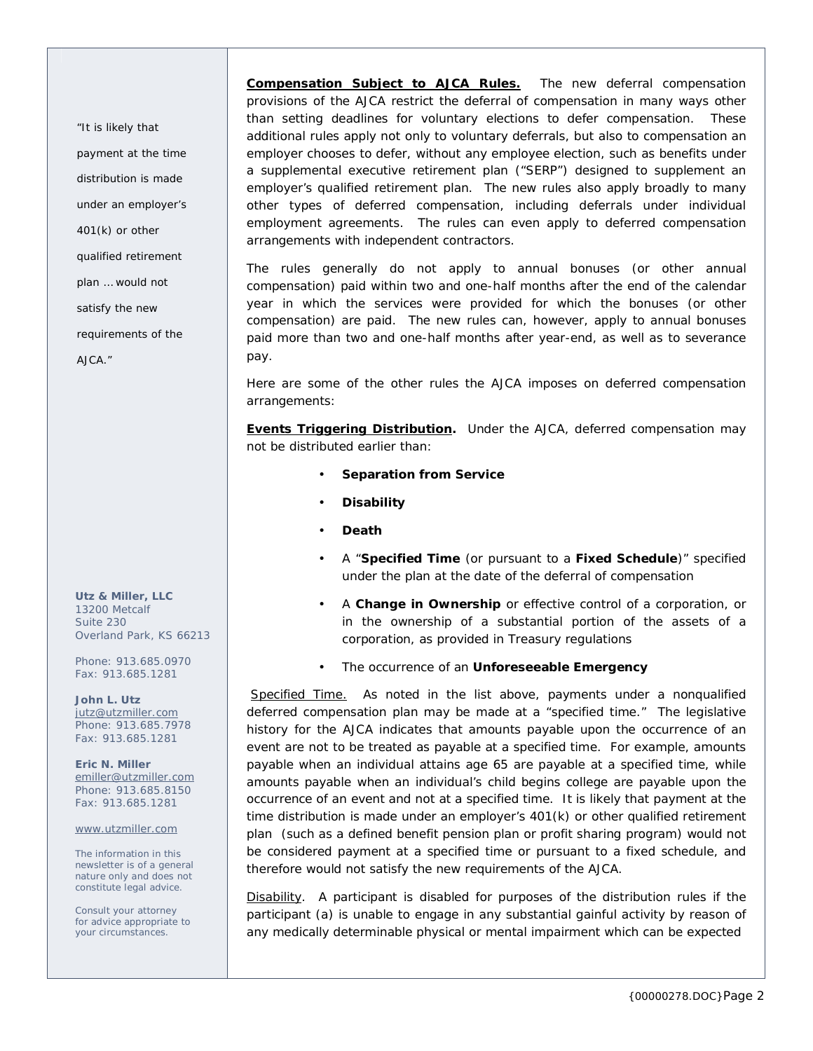**Compensation Subject to AJCA Rules.** The new deferral compensation provisions of the AJCA restrict the deferral of compensation in many ways other than setting deadlines for voluntary elections to defer compensation. These additional rules apply not only to voluntary deferrals, but also to compensation an employer chooses to defer, without any employee election, such as benefits under a supplemental executive retirement plan ("SERP") designed to supplement an employer's qualified retirement plan. The new rules also apply broadly to many other types of deferred compensation, including deferrals under individual employment agreements. The rules can even apply to deferred compensation arrangements with independent contractors.

The rules generally do not apply to annual bonuses (or other annual compensation) paid within two and one-half months after the end of the calendar year in which the services were provided for which the bonuses (or other compensation) are paid. The new rules can, however, apply to annual bonuses paid more than two and one-half months after year-end, as well as to severance pay.

Here are some of the other rules the AJCA imposes on deferred compensation arrangements:

**Events Triggering Distribution.** Under the AJCA, deferred compensation may not be distributed earlier than:

- **Separation from Service**
- **Disability**
- **Death**
- A "**Specified Time** (or pursuant to a **Fixed Schedule**)" specified under the plan at the date of the deferral of compensation
- A **Change in Ownership** or effective control of a corporation, or in the ownership of a substantial portion of the assets of a corporation, as provided in Treasury regulations
- The occurrence of an **Unforeseeable Emergency**

Specified Time. As noted in the list above, payments under a nonqualified deferred compensation plan may be made at a "specified time." The legislative history for the AJCA indicates that amounts payable upon the occurrence of an event are not to be treated as payable at a specified time. For example, amounts payable when an individual attains age 65 are payable at a specified time, while amounts payable when an individual's child begins college are payable upon the occurrence of an event and not at a specified time. It is likely that payment at the time distribution is made under an employer's 401(k) or other qualified retirement plan (such as a defined benefit pension plan or profit sharing program) would not be considered payment at a specified time or pursuant to a fixed schedule, and therefore would not satisfy the new requirements of the AJCA.

> "It is likely that payment at the time distribution is made under an employer's 401(k) or other qualified retirement plan … would not satisfy the new requirements of the AJCA."

Disability. A participant is disabled for purposes of the distribution rules if the participant (a) is unable to engage in any substantial gainful activity by reason of any medically determinable physical or mental impairment which can be expected

**Utz & Miller, LLC**
13200 Metcalf
Suite 230
Overland Park, KS 66213

Phone: 913.685.0970
Fax: 913.685.1281

**John L. Utz**
jutz@utzmiller.com
Phone: 913.685.7978
Fax: 913.685.1281

**Eric N. Miller**
emiller@utzmiller.com
Phone: 913.685.8150
Fax: 913.685.1281

www.utzmiller.com

The information in this newsletter is of a general nature only and does not constitute legal advice.

Consult your attorney for advice appropriate to your circumstances.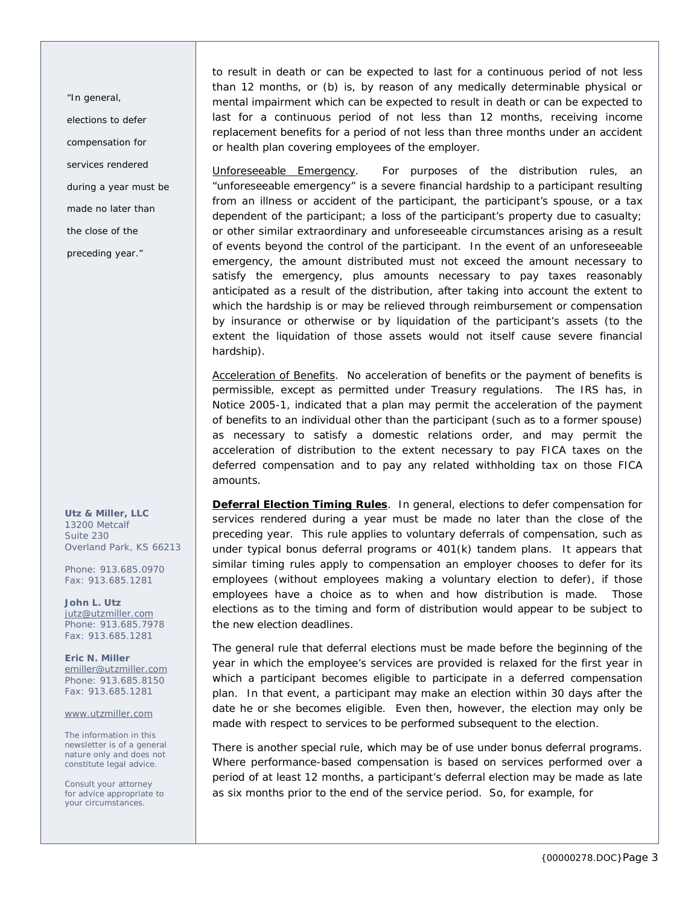to result in death or can be expected to last for a continuous period of not less than 12 months, or (b) is, by reason of any medically determinable physical or mental impairment which can be expected to result in death or can be expected to last for a continuous period of not less than 12 months, receiving income replacement benefits for a period of not less than three months under an accident or health plan covering employees of the employer.

Unforeseeable Emergency. For purposes of the distribution rules, an "unforeseeable emergency" is a severe financial hardship to a participant resulting from an illness or accident of the participant, the participant's spouse, or a tax dependent of the participant; a loss of the participant's property due to casualty; or other similar extraordinary and unforeseeable circumstances arising as a result of events beyond the control of the participant. In the event of an unforeseeable emergency, the amount distributed must not exceed the amount necessary to satisfy the emergency, plus amounts necessary to pay taxes reasonably anticipated as a result of the distribution, after taking into account the extent to which the hardship is or may be relieved through reimbursement or compensation by insurance or otherwise or by liquidation of the participant's assets (to the extent the liquidation of those assets would not itself cause severe financial hardship).

Acceleration of Benefits. No acceleration of benefits or the payment of benefits is permissible, except as permitted under Treasury regulations. The IRS has, in Notice 2005-1, indicated that a plan may permit the acceleration of the payment of benefits to an individual other than the participant (such as to a former spouse) as necessary to satisfy a domestic relations order, and may permit the acceleration of distribution to the extent necessary to pay FICA taxes on the deferred compensation and to pay any related withholding tax on those FICA amounts.

**Deferral Election Timing Rules**. In general, elections to defer compensation for services rendered during a year must be made no later than the close of the preceding year. This rule applies to voluntary deferrals of compensation, such as under typical bonus deferral programs or 401(k) tandem plans. It appears that similar timing rules apply to compensation an employer chooses to defer for its employees (without employees making a voluntary election to defer), if those employees have a choice as to when and how distribution is made. Those elections as to the timing and form of distribution would appear to be subject to the new election deadlines.

The general rule that deferral elections must be made before the beginning of the year in which the employee's services are provided is relaxed for the first year in which a participant becomes eligible to participate in a deferred compensation plan. In that event, a participant may make an election within 30 days after the date he or she becomes eligible. Even then, however, the election may only be made with respect to services to be performed subsequent to the election.

There is another special rule, which may be of use under bonus deferral programs. Where performance-based compensation is based on services performed over a period of at least 12 months, a participant's deferral election may be made as late as six months prior to the end of the service period. So, for example, for

"In general, elections to defer compensation for services rendered during a year must be made no later than the close of the preceding year."

**Utz & Miller, LLC**
13200 Metcalf
Suite 230
Overland Park, KS 66213

Phone: 913.685.0970
Fax: 913.685.1281

**John L. Utz**
jutz@utzmiller.com
Phone: 913.685.7978
Fax: 913.685.1281

**Eric N. Miller**
emiller@utzmiller.com
Phone: 913.685.8150
Fax: 913.685.1281

www.utzmiller.com

The information in this newsletter is of a general nature only and does not constitute legal advice.

Consult your attorney for advice appropriate to your circumstances.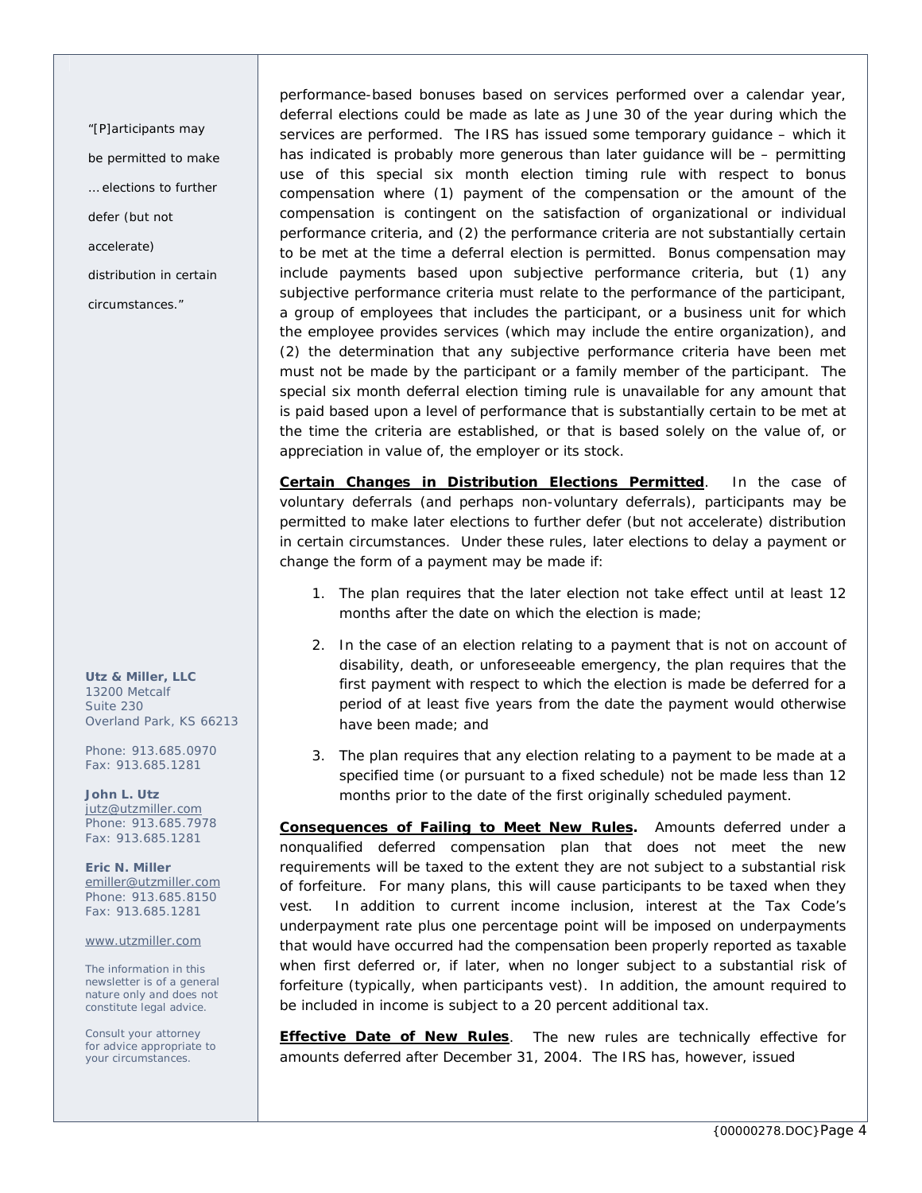performance-based bonuses based on services performed over a calendar year, deferral elections could be made as late as June 30 of the year during which the services are performed. The IRS has issued some temporary guidance – which it has indicated is probably more generous than later guidance will be – permitting use of this special six month election timing rule with respect to bonus compensation where (1) payment of the compensation or the amount of the compensation is contingent on the satisfaction of organizational or individual performance criteria, and (2) the performance criteria are not substantially certain to be met at the time a deferral election is permitted. Bonus compensation may include payments based upon subjective performance criteria, but (1) any subjective performance criteria must relate to the performance of the participant, a group of employees that includes the participant, or a business unit for which the employee provides services (which may include the entire organization), and (2) the determination that any subjective performance criteria have been met must not be made by the participant or a family member of the participant. The special six month deferral election timing rule is unavailable for any amount that is paid based upon a level of performance that is substantially certain to be met at the time the criteria are established, or that is based solely on the value of, or appreciation in value of, the employer or its stock.

*"[P]articipants may be permitted to make … elections to further defer (but not accelerate) distribution in certain circumstances."*

**Certain Changes in Distribution Elections Permitted**. In the case of voluntary deferrals (and perhaps non-voluntary deferrals), participants may be permitted to make later elections to further defer (but not accelerate) distribution in certain circumstances. Under these rules, later elections to delay a payment or change the form of a payment may be made if:

1. The plan requires that the later election not take effect until at least 12 months after the date on which the election is made;
2. In the case of an election relating to a payment that is not on account of disability, death, or unforeseeable emergency, the plan requires that the first payment with respect to which the election is made be deferred for a period of at least five years from the date the payment would otherwise have been made; and
3. The plan requires that any election relating to a payment to be made at a specified time (or pursuant to a fixed schedule) not be made less than 12 months prior to the date of the first originally scheduled payment.

**Consequences of Failing to Meet New Rules.** Amounts deferred under a nonqualified deferred compensation plan that does not meet the new requirements will be taxed to the extent they are not subject to a substantial risk of forfeiture. For many plans, this will cause participants to be taxed when they vest. In addition to current income inclusion, interest at the Tax Code's underpayment rate plus one percentage point will be imposed on underpayments that would have occurred had the compensation been properly reported as taxable when first deferred or, if later, when no longer subject to a substantial risk of forfeiture (typically, when participants vest). In addition, the amount required to be included in income is subject to a 20 percent additional tax.

**Effective Date of New Rules**. The new rules are technically effective for amounts deferred after December 31, 2004. The IRS has, however, issued

**Utz & Miller, LLC**
13200 Metcalf
Suite 230
Overland Park, KS 66213

Phone: 913.685.0970
Fax: 913.685.1281

**John L. Utz**
jutz@utzmiller.com
Phone: 913.685.7978
Fax: 913.685.1281

**Eric N. Miller**
emiller@utzmiller.com
Phone: 913.685.8150
Fax: 913.685.1281

www.utzmiller.com

The information in this newsletter is of a general nature only and does not constitute legal advice.

Consult your attorney for advice appropriate to your circumstances.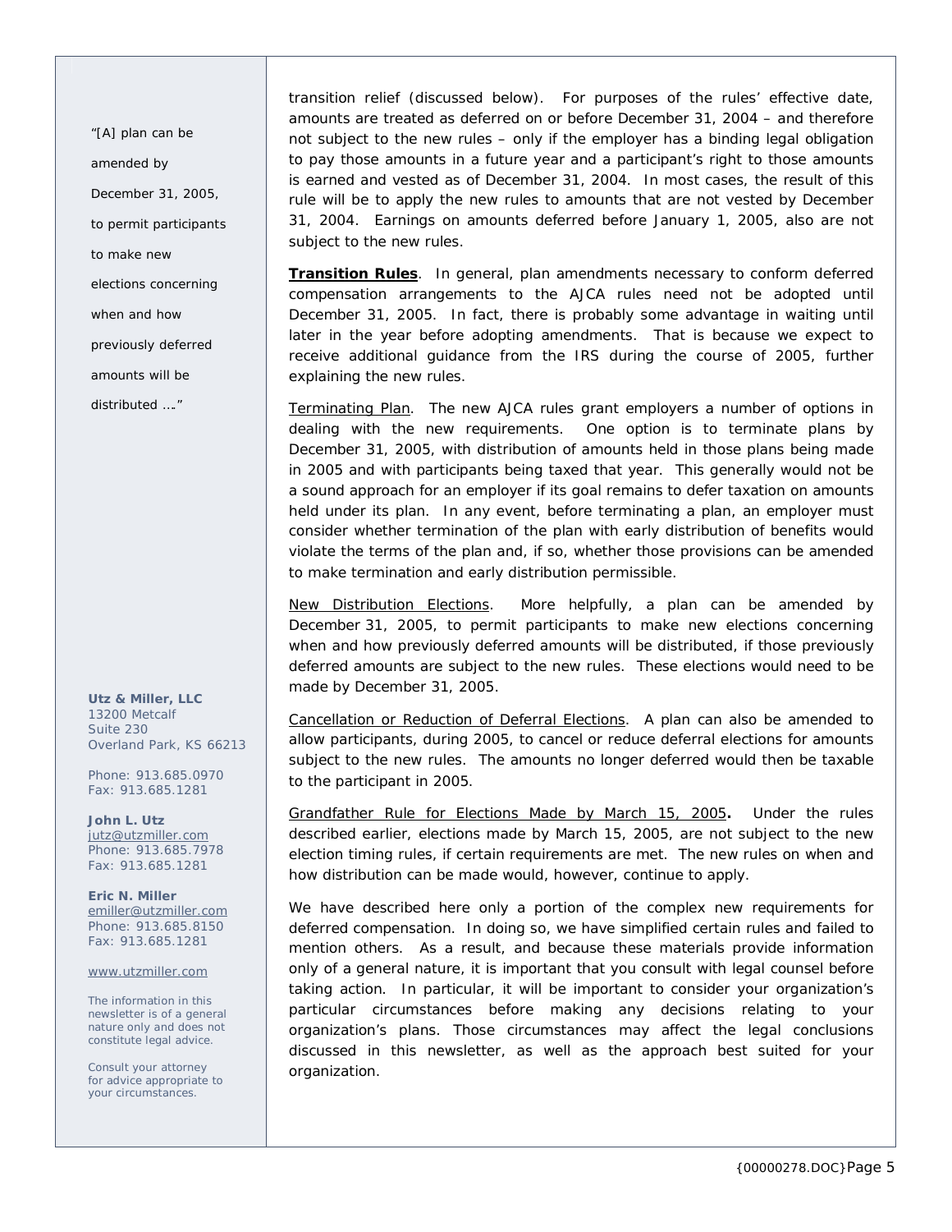transition relief (discussed below). For purposes of the rules' effective date, amounts are treated as deferred on or before December 31, 2004 – and therefore not subject to the new rules – only if the employer has a binding legal obligation to pay those amounts in a future year and a participant's right to those amounts is earned and vested as of December 31, 2004. In most cases, the result of this rule will be to apply the new rules to amounts that are not vested by December 31, 2004. Earnings on amounts deferred before January 1, 2005, also are not subject to the new rules.

**Transition Rules**. In general, plan amendments necessary to conform deferred compensation arrangements to the AJCA rules need not be adopted until December 31, 2005. In fact, there is probably some advantage in waiting until later in the year before adopting amendments. That is because we expect to receive additional guidance from the IRS during the course of 2005, further explaining the new rules.

Terminating Plan. The new AJCA rules grant employers a number of options in dealing with the new requirements. One option is to terminate plans by December 31, 2005, with distribution of amounts held in those plans being made in 2005 and with participants being taxed that year. This generally would not be a sound approach for an employer if its goal remains to defer taxation on amounts held under its plan. In any event, before terminating a plan, an employer must consider whether termination of the plan with early distribution of benefits would violate the terms of the plan and, if so, whether those provisions can be amended to make termination and early distribution permissible.

New Distribution Elections. More helpfully, a plan can be amended by December 31, 2005, to permit participants to make new elections concerning when and how previously deferred amounts will be distributed, if those previously deferred amounts are subject to the new rules. These elections would need to be made by December 31, 2005.

*"[A] plan can be amended by December 31, 2005, to permit participants to make new elections concerning when and how previously deferred amounts will be distributed …."*

Cancellation or Reduction of Deferral Elections. A plan can also be amended to allow participants, during 2005, to cancel or reduce deferral elections for amounts subject to the new rules. The amounts no longer deferred would then be taxable to the participant in 2005.

Grandfather Rule for Elections Made by March 15, 2005**.** Under the rules described earlier, elections made by March 15, 2005, are not subject to the new election timing rules, if certain requirements are met. The new rules on when and how distribution can be made would, however, continue to apply.

We have described here only a portion of the complex new requirements for deferred compensation. In doing so, we have simplified certain rules and failed to mention others. As a result, and because these materials provide information only of a general nature, it is important that you consult with legal counsel before taking action. In particular, it will be important to consider your organization's particular circumstances before making any decisions relating to your organization's plans. Those circumstances may affect the legal conclusions discussed in this newsletter, as well as the approach best suited for your organization.

**Utz & Miller, LLC**
13200 Metcalf
Suite 230
Overland Park, KS 66213

Phone: 913.685.0970
Fax: 913.685.1281

**John L. Utz**
jutz@utzmiller.com
Phone: 913.685.7978
Fax: 913.685.1281

**Eric N. Miller**
emiller@utzmiller.com
Phone: 913.685.8150
Fax: 913.685.1281

www.utzmiller.com

The information in this newsletter is of a general nature only and does not constitute legal advice.

Consult your attorney for advice appropriate to your circumstances.

{00000278.DOC}